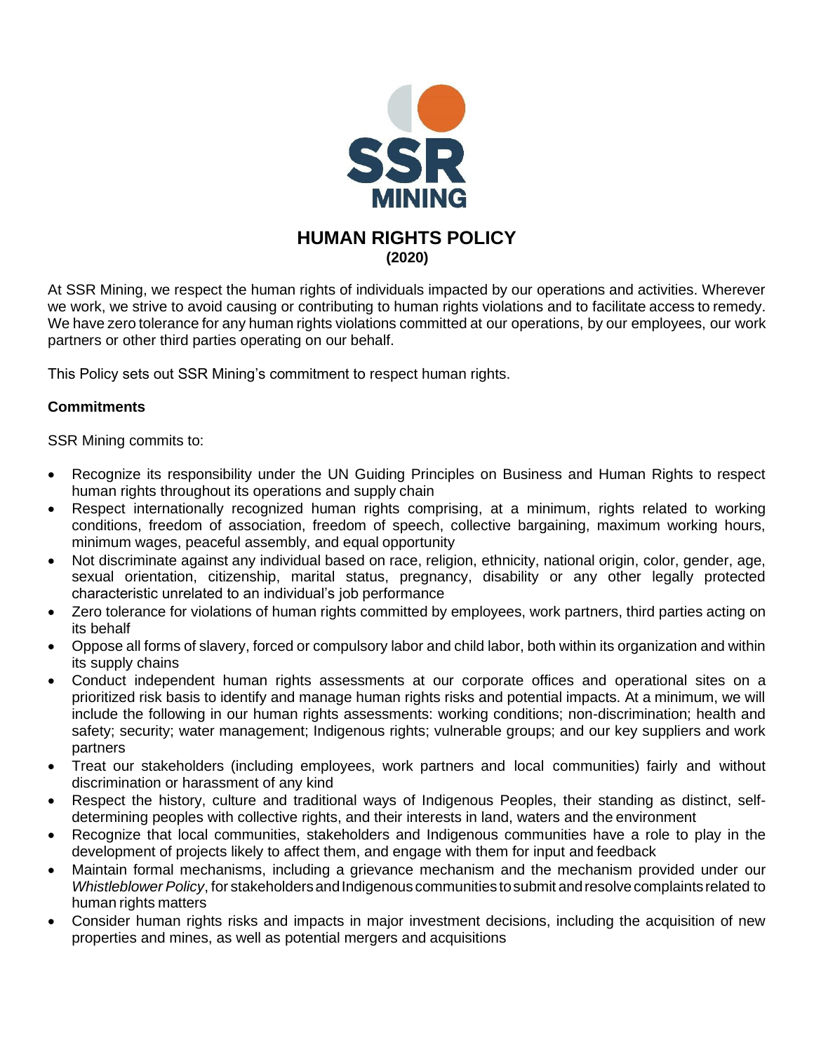# HUMAN RIGHTS POLICY

**(2020)**

At SSR Mining, we respect the human rights of individuals impacted by our operations and activities. Wherever we work, we strive to avoid causing or contributing to human rights violations and to facilitate access to remedy. We have zero tolerance for any human rights violations committed at our operations, by our employees, our work partners or other third parties operating on our behalf.

This Policy sets out SSR Mining's commitment to respect human rights.

**Commitments**

SSR Mining commits to:

- Recognize its responsibility under the UN Guiding Principles on Business and Human Rights to respect human rights throughout its operations and supply chain
- Respect internationally recognized human rights comprising, at a minimum, rights related to working conditions, freedom of association, freedom of speech, collective bargaining, maximum working hours, minimum wages, peaceful assembly, and equal opportunity
- Not discriminate against any individual based on race, religion, ethnicity, national origin, color, gender, age, sexual orientation, citizenship, marital status, pregnancy, disability or any other legally protected characteristic unrelated to an individual's job performance
- Zero tolerance for violations of human rights committed by employees, work partners, third parties acting on its behalf
- Oppose all forms of slavery, forced or compulsory labor and child labor, both within its organization and within its supply chains
- Conduct independent human rights assessments at our corporate offices and operational sites on a prioritized risk basis to identify and manage human rights risks and potential impacts. At a minimum, we will include the following in our human rights assessments: working conditions; non-discrimination; health and safety; security; water management; Indigenous rights; vulnerable groups; and our key suppliers and work partners
- Treat our stakeholders (including employees, work partners and local communities) fairly and without discrimination or harassment of any kind
- Respect the history, culture and traditional ways of Indigenous Peoples, their standing as distinct, self-determining peoples with collective rights, and their interests in land, waters and the environment
- Recognize that local communities, stakeholders and Indigenous communities have a role to play in the development of projects likely to affect them, and engage with them for input and feedback
- Maintain formal mechanisms, including a grievance mechanism and the mechanism provided under our *Whistleblower Policy*, for stakeholders and Indigenous communities to submit and resolve complaints related to human rights matters
- Consider human rights risks and impacts in major investment decisions, including the acquisition of new properties and mines, as well as potential mergers and acquisitions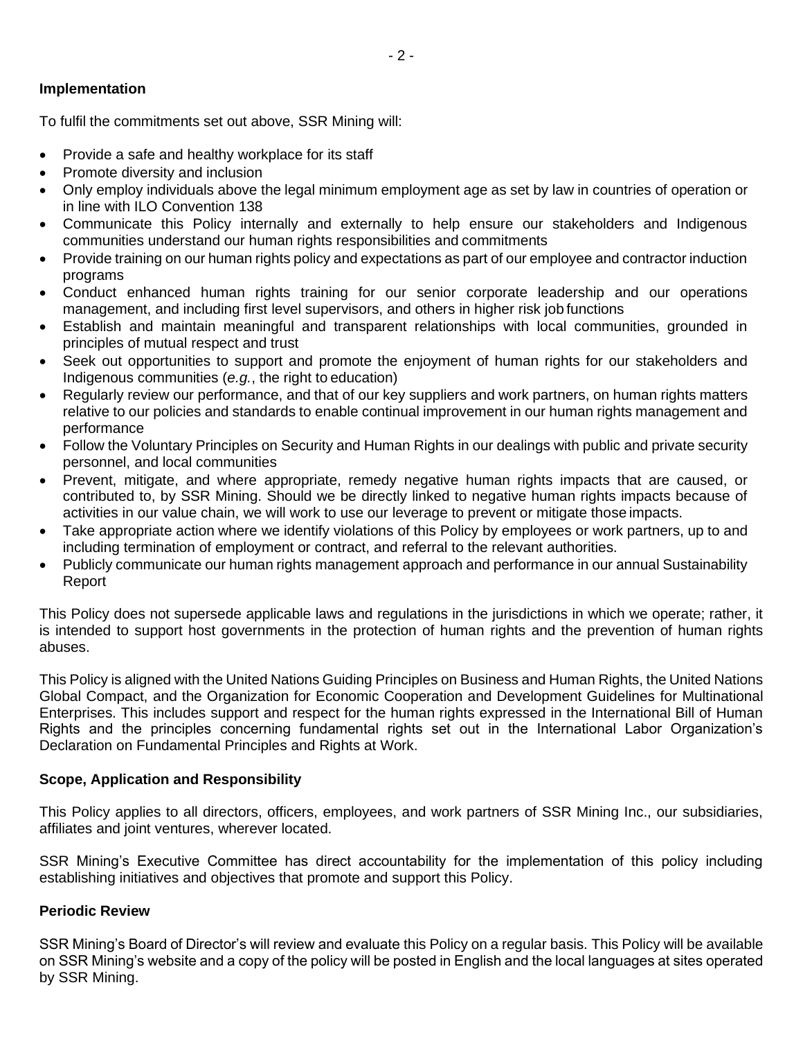## Implementation

To fulfil the commitments set out above, SSR Mining will:

- Provide a safe and healthy workplace for its staff
- Promote diversity and inclusion
- Only employ individuals above the legal minimum employment age as set by law in countries of operation or in line with ILO Convention 138
- Communicate this Policy internally and externally to help ensure our stakeholders and Indigenous communities understand our human rights responsibilities and commitments
- Provide training on our human rights policy and expectations as part of our employee and contractor induction programs
- Conduct enhanced human rights training for our senior corporate leadership and our operations management, and including first level supervisors, and others in higher risk job functions
- Establish and maintain meaningful and transparent relationships with local communities, grounded in principles of mutual respect and trust
- Seek out opportunities to support and promote the enjoyment of human rights for our stakeholders and Indigenous communities (*e.g.*, the right to education)
- Regularly review our performance, and that of our key suppliers and work partners, on human rights matters relative to our policies and standards to enable continual improvement in our human rights management and performance
- Follow the Voluntary Principles on Security and Human Rights in our dealings with public and private security personnel, and local communities
- Prevent, mitigate, and where appropriate, remedy negative human rights impacts that are caused, or contributed to, by SSR Mining. Should we be directly linked to negative human rights impacts because of activities in our value chain, we will work to use our leverage to prevent or mitigate those impacts.
- Take appropriate action where we identify violations of this Policy by employees or work partners, up to and including termination of employment or contract, and referral to the relevant authorities.
- Publicly communicate our human rights management approach and performance in our annual Sustainability Report

This Policy does not supersede applicable laws and regulations in the jurisdictions in which we operate; rather, it is intended to support host governments in the protection of human rights and the prevention of human rights abuses.

This Policy is aligned with the United Nations Guiding Principles on Business and Human Rights, the United Nations Global Compact, and the Organization for Economic Cooperation and Development Guidelines for Multinational Enterprises. This includes support and respect for the human rights expressed in the International Bill of Human Rights and the principles concerning fundamental rights set out in the International Labor Organization's Declaration on Fundamental Principles and Rights at Work.

## Scope, Application and Responsibility

This Policy applies to all directors, officers, employees, and work partners of SSR Mining Inc., our subsidiaries, affiliates and joint ventures, wherever located.

SSR Mining's Executive Committee has direct accountability for the implementation of this policy including establishing initiatives and objectives that promote and support this Policy.

## Periodic Review

SSR Mining's Board of Director's will review and evaluate this Policy on a regular basis. This Policy will be available on SSR Mining's website and a copy of the policy will be posted in English and the local languages at sites operated by SSR Mining.